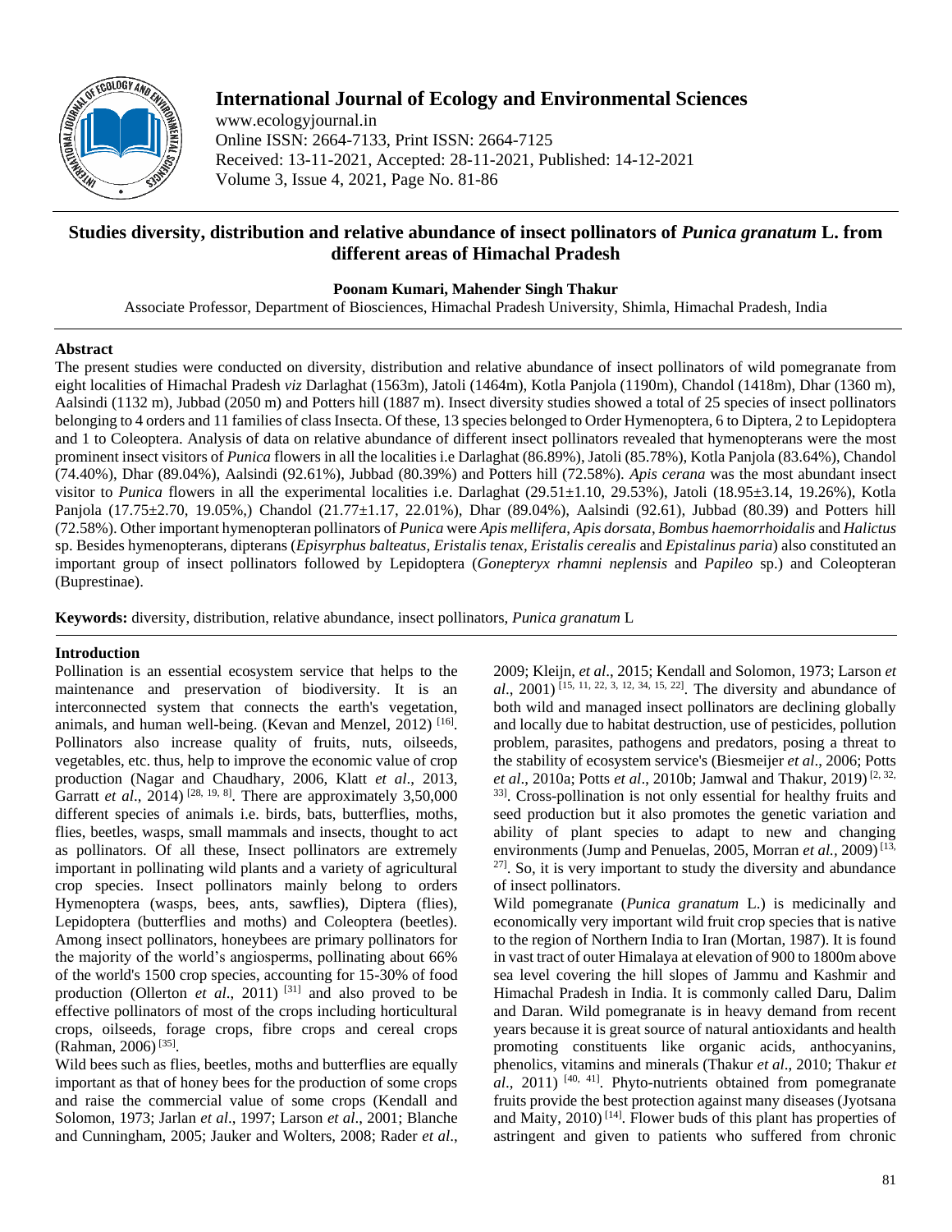# Studies diversity, distribution and relative abundance of insect pollinators of *Punica granatum* L. from different areas of Himachal Pradesh

**Poonam Kumari, Mahender Singh Thakur**

Associate Professor, Department of Biosciences, Himachal Pradesh University, Shimla, Himachal Pradesh, India

## Abstract

The present studies were conducted on diversity, distribution and relative abundance of insect pollinators of wild pomegranate from eight localities of Himachal Pradesh *viz* Darlaghat (1563m), Jatoli (1464m), Kotla Panjola (1190m), Chandol (1418m), Dhar (1360 m), Aalsindi (1132 m), Jubbad (2050 m) and Potters hill (1887 m). Insect diversity studies showed a total of 25 species of insect pollinators belonging to 4 orders and 11 families of class Insecta. Of these, 13 species belonged to Order Hymenoptera, 6 to Diptera, 2 to Lepidoptera and 1 to Coleoptera. Analysis of data on relative abundance of different insect pollinators revealed that hymenopterans were the most prominent insect visitors of *Punica* flowers in all the localities i.e Darlaghat (86.89%), Jatoli (85.78%), Kotla Panjola (83.64%), Chandol (74.40%), Dhar (89.04%), Aalsindi (92.61%), Jubbad (80.39%) and Potters hill (72.58%). *Apis cerana* was the most abundant insect visitor to *Punica* flowers in all the experimental localities i.e. Darlaghat (29.51±1.10, 29.53%), Jatoli (18.95±3.14, 19.26%), Kotla Panjola (17.75±2.70, 19.05%,) Chandol (21.77±1.17, 22.01%), Dhar (89.04%), Aalsindi (92.61), Jubbad (80.39) and Potters hill (72.58%). Other important hymenopteran pollinators of *Punica* were *Apis mellifera*, *Apis dorsata*, *Bombus haemorrhoidalis* and *Halictus* sp. Besides hymenopterans, dipterans (*Episyrphus balteatus*, *Eristalis tenax*, *Eristalis cerealis* and *Epistalinus paria*) also constituted an important group of insect pollinators followed by Lepidoptera (*Gonepteryx rhamni neplensis* and *Papileo* sp.) and Coleopteran (Buprestinae).

**Keywords:** diversity, distribution, relative abundance, insect pollinators, *Punica granatum* L

## Introduction

Pollination is an essential ecosystem service that helps to the maintenance and preservation of biodiversity. It is an interconnected system that connects the earth's vegetation, animals, and human well-being. (Kevan and Menzel, 2012) [16]. Pollinators also increase quality of fruits, nuts, oilseeds, vegetables, etc. thus, help to improve the economic value of crop production (Nagar and Chaudhary, 2006, Klatt *et al*., 2013, Garratt *et al*., 2014) [28, 19, 8]. There are approximately 3,50,000 different species of animals i.e. birds, bats, butterflies, moths, flies, beetles, wasps, small mammals and insects, thought to act as pollinators. Of all these, Insect pollinators are extremely important in pollinating wild plants and a variety of agricultural crop species. Insect pollinators mainly belong to orders Hymenoptera (wasps, bees, ants, sawflies), Diptera (flies), Lepidoptera (butterflies and moths) and Coleoptera (beetles). Among insect pollinators, honeybees are primary pollinators for the majority of the world's angiosperms, pollinating about 66% of the world's 1500 crop species, accounting for 15-30% of food production (Ollerton *et al*., 2011) [31] and also proved to be effective pollinators of most of the crops including horticultural crops, oilseeds, forage crops, fibre crops and cereal crops (Rahman, 2006) [35].

Wild bees such as flies, beetles, moths and butterflies are equally important as that of honey bees for the production of some crops and raise the commercial value of some crops (Kendall and Solomon, 1973; Jarlan *et al*., 1997; Larson *et al*., 2001; Blanche and Cunningham, 2005; Jauker and Wolters, 2008; Rader *et al*., 2009; Kleijn, *et al*., 2015; Kendall and Solomon, 1973; Larson *et al*., 2001) [15, 11, 22, 3, 12, 34, 15, 22]. The diversity and abundance of both wild and managed insect pollinators are declining globally and locally due to habitat destruction, use of pesticides, pollution problem, parasites, pathogens and predators, posing a threat to the stability of ecosystem service's (Biesmeijer *et al*., 2006; Potts *et al*., 2010a; Potts *et al*., 2010b; Jamwal and Thakur, 2019) [2, 32, 33]. Cross-pollination is not only essential for healthy fruits and seed production but it also promotes the genetic variation and ability of plant species to adapt to new and changing environments (Jump and Penuelas, 2005, Morran *et al.,* 2009) [13, 27]. So, it is very important to study the diversity and abundance of insect pollinators.

Wild pomegranate (*Punica granatum* L.) is medicinally and economically very important wild fruit crop species that is native to the region of Northern India to Iran (Mortan, 1987). It is found in vast tract of outer Himalaya at elevation of 900 to 1800m above sea level covering the hill slopes of Jammu and Kashmir and Himachal Pradesh in India. It is commonly called Daru, Dalim and Daran. Wild pomegranate is in heavy demand from recent years because it is great source of natural antioxidants and health promoting constituents like organic acids, anthocyanins, phenolics, vitamins and minerals (Thakur *et al*., 2010; Thakur *et al*., 2011) [40, 41]. Phyto-nutrients obtained from pomegranate fruits provide the best protection against many diseases (Jyotsana and Maity, 2010) [14]. Flower buds of this plant has properties of astringent and given to patients who suffered from chronic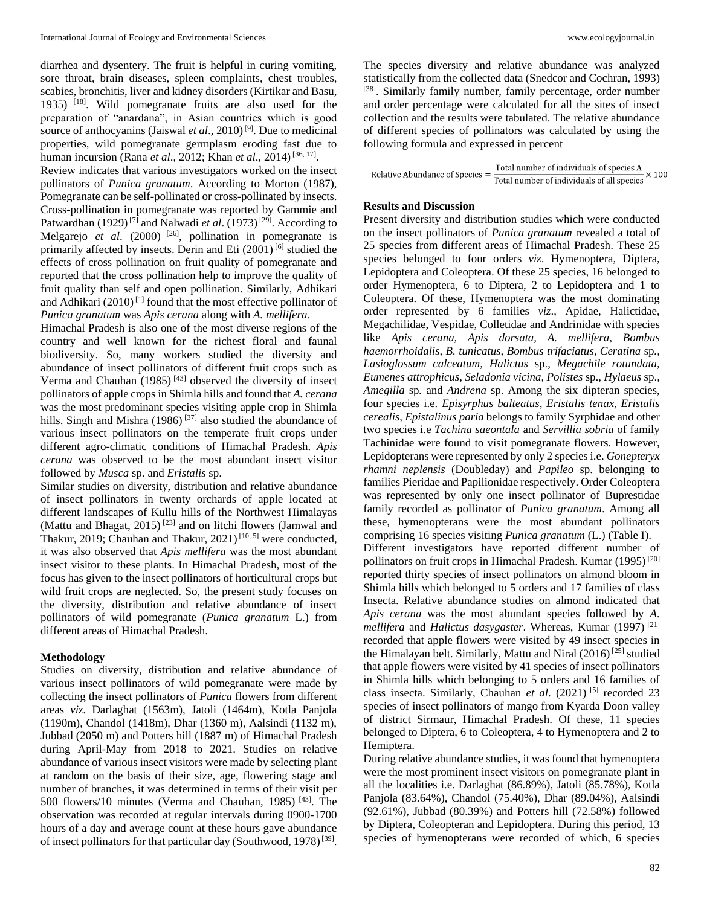diarrhea and dysentery. The fruit is helpful in curing vomiting, sore throat, brain diseases, spleen complaints, chest troubles, scabies, bronchitis, liver and kidney disorders (Kirtikar and Basu, 1935) [18]. Wild pomegranate fruits are also used for the preparation of "anardana", in Asian countries which is good source of anthocyanins (Jaiswal *et al*., 2010) [9]. Due to medicinal properties, wild pomegranate germplasm eroding fast due to human incursion (Rana *et al*., 2012; Khan *et al*., 2014) [36, 17].

Review indicates that various investigators worked on the insect pollinators of *Punica granatum*. According to Morton (1987), Pomegranate can be self-pollinated or cross-pollinated by insects. Cross-pollination in pomegranate was reported by Gammie and Patwardhan (1929) [7] and Nalwadi *et al*. (1973) [29]. According to Melgarejo *et al*. (2000) [26], pollination in pomegranate is primarily affected by insects. Derin and Eti (2001) [6] studied the effects of cross pollination on fruit quality of pomegranate and reported that the cross pollination help to improve the quality of fruit quality than self and open pollination. Similarly, Adhikari and Adhikari (2010) [1] found that the most effective pollinator of *Punica granatum* was *Apis cerana* along with *A. mellifera*.

Himachal Pradesh is also one of the most diverse regions of the country and well known for the richest floral and faunal biodiversity. So, many workers studied the diversity and abundance of insect pollinators of different fruit crops such as Verma and Chauhan (1985) [43] observed the diversity of insect pollinators of apple crops in Shimla hills and found that *A. cerana* was the most predominant species visiting apple crop in Shimla hills. Singh and Mishra (1986) [37] also studied the abundance of various insect pollinators on the temperate fruit crops under different agro-climatic conditions of Himachal Pradesh. *Apis cerana* was observed to be the most abundant insect visitor followed by *Musca* sp. and *Eristalis* sp.

Similar studies on diversity, distribution and relative abundance of insect pollinators in twenty orchards of apple located at different landscapes of Kullu hills of the Northwest Himalayas (Mattu and Bhagat, 2015) [23] and on litchi flowers (Jamwal and Thakur, 2019; Chauhan and Thakur, 2021) [10, 5] were conducted, it was also observed that *Apis mellifera* was the most abundant insect visitor to these plants. In Himachal Pradesh, most of the focus has given to the insect pollinators of horticultural crops but wild fruit crops are neglected. So, the present study focuses on the diversity, distribution and relative abundance of insect pollinators of wild pomegranate (*Punica granatum* L.) from different areas of Himachal Pradesh.

## Methodology

Studies on diversity, distribution and relative abundance of various insect pollinators of wild pomegranate were made by collecting the insect pollinators of *Punica* flowers from different areas *viz*. Darlaghat (1563m), Jatoli (1464m), Kotla Panjola (1190m), Chandol (1418m), Dhar (1360 m), Aalsindi (1132 m), Jubbad (2050 m) and Potters hill (1887 m) of Himachal Pradesh during April-May from 2018 to 2021. Studies on relative abundance of various insect visitors were made by selecting plant at random on the basis of their size, age, flowering stage and number of branches, it was determined in terms of their visit per 500 flowers/10 minutes (Verma and Chauhan, 1985) [43]. The observation was recorded at regular intervals during 0900-1700 hours of a day and average count at these hours gave abundance of insect pollinators for that particular day (Southwood, 1978) [39].

The species diversity and relative abundance was analyzed statistically from the collected data (Snedcor and Cochran, 1993) [38]. Similarly family number, family percentage, order number and order percentage were calculated for all the sites of insect collection and the results were tabulated. The relative abundance of different species of pollinators was calculated by using the following formula and expressed in percent

$$\text{Relative Abundance of Species} = \frac{\text{Total number of individuals of species A}}{\text{Total number of individuals of all species}} \times 100$$

## Results and Discussion

Present diversity and distribution studies which were conducted on the insect pollinators of *Punica granatum* revealed a total of 25 species from different areas of Himachal Pradesh. These 25 species belonged to four orders *viz*. Hymenoptera, Diptera, Lepidoptera and Coleoptera. Of these 25 species, 16 belonged to order Hymenoptera, 6 to Diptera, 2 to Lepidoptera and 1 to Coleoptera. Of these, Hymenoptera was the most dominating order represented by 6 families *viz*., Apidae, Halictidae, Megachilidae, Vespidae, Colletidae and Andrinidae with species like *Apis cerana, Apis dorsata, A. mellifera, Bombus haemorrhoidalis, B. tunicatus, Bombus trifaciatus, Ceratina* sp., *Lasioglossum calceatum, Halictus* sp., *Megachile rotundata, Eumenes attrophicus, Seladonia vicina, Polistes* sp., *Hylaeus* sp., *Amegilla* sp. and *Andrena* sp. Among the six dipteran species, four species i.e. *Episyrphus balteatus, Eristalis tenax, Eristalis cerealis, Epistalinus paria* belongs to family Syrphidae and other two species i.e *Tachina saeontala* and *Servillia sobria* of family Tachinidae were found to visit pomegranate flowers. However, Lepidopterans were represented by only 2 species i.e. *Gonepteryx rhamni neplensis* (Doubleday) and *Papileo* sp. belonging to families Pieridae and Papilionidae respectively. Order Coleoptera was represented by only one insect pollinator of Buprestidae family recorded as pollinator of *Punica granatum*. Among all these, hymenopterans were the most abundant pollinators comprising 16 species visiting *Punica granatum* (L.) (Table I).

Different investigators have reported different number of pollinators on fruit crops in Himachal Pradesh. Kumar (1995) [20] reported thirty species of insect pollinators on almond bloom in Shimla hills which belonged to 5 orders and 17 families of class Insecta. Relative abundance studies on almond indicated that *Apis cerana* was the most abundant species followed by *A. mellifera* and *Halictus dasygaster*. Whereas, Kumar (1997) [21] recorded that apple flowers were visited by 49 insect species in the Himalayan belt. Similarly, Mattu and Niral (2016) [25] studied that apple flowers were visited by 41 species of insect pollinators in Shimla hills which belonging to 5 orders and 16 families of class insecta. Similarly, Chauhan *et al*. (2021) [5] recorded 23 species of insect pollinators of mango from Kyarda Doon valley of district Sirmaur, Himachal Pradesh. Of these, 11 species belonged to Diptera, 6 to Coleoptera, 4 to Hymenoptera and 2 to Hemiptera.

During relative abundance studies, it was found that hymenoptera were the most prominent insect visitors on pomegranate plant in all the localities i.e. Darlaghat (86.89%), Jatoli (85.78%), Kotla Panjola (83.64%), Chandol (75.40%), Dhar (89.04%), Aalsindi (92.61%), Jubbad (80.39%) and Potters hill (72.58%) followed by Diptera, Coleopteran and Lepidoptera. During this period, 13 species of hymenopterans were recorded of which, 6 species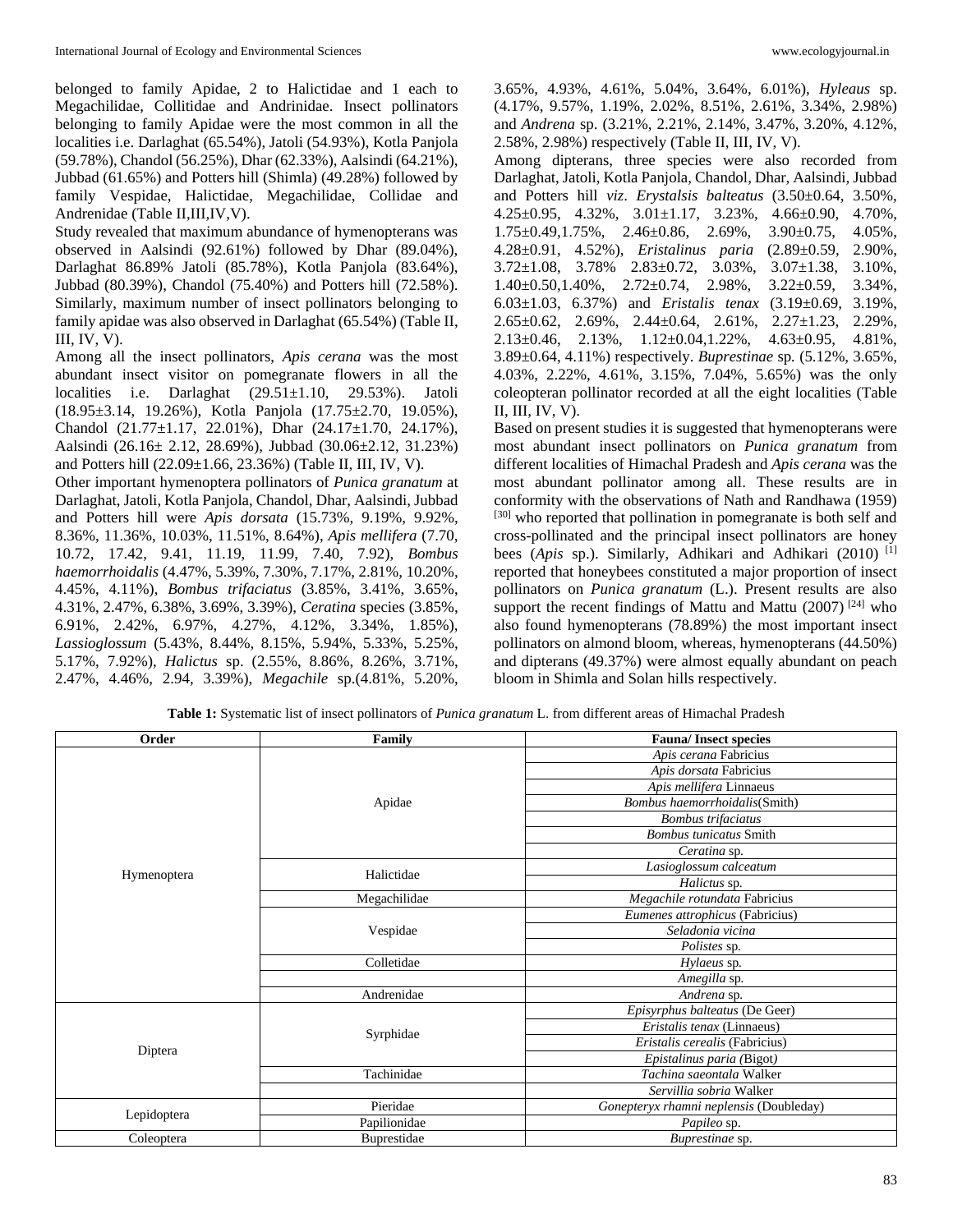belonged to family Apidae, 2 to Halictidae and 1 each to Megachilidae, Collitidae and Andrinidae. Insect pollinators belonging to family Apidae were the most common in all the localities i.e. Darlaghat (65.54%), Jatoli (54.93%), Kotla Panjola (59.78%), Chandol (56.25%), Dhar (62.33%), Aalsindi (64.21%), Jubbad (61.65%) and Potters hill (Shimla) (49.28%) followed by family Vespidae, Halictidae, Megachilidae, Collidae and Andrenidae (Table II,III,IV,V).

Study revealed that maximum abundance of hymenopterans was observed in Aalsindi (92.61%) followed by Dhar (89.04%), Darlaghat 86.89% Jatoli (85.78%), Kotla Panjola (83.64%), Jubbad (80.39%), Chandol (75.40%) and Potters hill (72.58%). Similarly, maximum number of insect pollinators belonging to family apidae was also observed in Darlaghat (65.54%) (Table II, III, IV, V).

Among all the insect pollinators, *Apis cerana* was the most abundant insect visitor on pomegranate flowers in all the localities i.e. Darlaghat (29.51±1.10, 29.53%). Jatoli (18.95±3.14, 19.26%), Kotla Panjola (17.75±2.70, 19.05%), Chandol (21.77±1.17, 22.01%), Dhar (24.17±1.70, 24.17%), Aalsindi (26.16± 2.12, 28.69%), Jubbad (30.06±2.12, 31.23%) and Potters hill (22.09±1.66, 23.36%) (Table II, III, IV, V).

Other important hymenoptera pollinators of *Punica granatum* at Darlaghat, Jatoli, Kotla Panjola, Chandol, Dhar, Aalsindi, Jubbad and Potters hill were *Apis dorsata* (15.73%, 9.19%, 9.92%, 8.36%, 11.36%, 10.03%, 11.51%, 8.64%), *Apis mellifera* (7.70, 10.72, 17.42, 9.41, 11.19, 11.99, 7.40, 7.92), *Bombus haemorrhoidalis* (4.47%, 5.39%, 7.30%, 7.17%, 2.81%, 10.20%, 4.45%, 4.11%), *Bombus trifaciatus* (3.85%, 3.41%, 3.65%, 4.31%, 2.47%, 6.38%, 3.69%, 3.39%), *Ceratina* species (3.85%, 6.91%, 2.42%, 6.97%, 4.27%, 4.12%, 3.34%, 1.85%), *Lassioglossum* (5.43%, 8.44%, 8.15%, 5.94%, 5.33%, 5.25%, 5.17%, 7.92%), *Halictus* sp. (2.55%, 8.86%, 8.26%, 3.71%, 2.47%, 4.46%, 2.94, 3.39%), *Megachile* sp.(4.81%, 5.20%, 3.65%, 4.93%, 4.61%, 5.04%, 3.64%, 6.01%), *Hyleaus* sp. (4.17%, 9.57%, 1.19%, 2.02%, 8.51%, 2.61%, 3.34%, 2.98%) and *Andrena* sp. (3.21%, 2.21%, 2.14%, 3.47%, 3.20%, 4.12%, 2.58%, 2.98%) respectively (Table II, III, IV, V).

Among dipterans, three species were also recorded from Darlaghat, Jatoli, Kotla Panjola, Chandol, Dhar, Aalsindi, Jubbad and Potters hill *viz*. *Erystalsis balteatus* (3.50±0.64, 3.50%, 4.25±0.95, 4.32%, 3.01±1.17, 3.23%, 4.66±0.90, 4.70%, 1.75±0.49,1.75%, 2.46±0.86, 2.69%, 3.90±0.75, 4.05%, 4.28±0.91, 4.52%), *Eristalinus paria* (2.89±0.59, 2.90%, 3.72±1.08, 3.78% 2.83±0.72, 3.03%, 3.07±1.38, 3.10%, 1.40±0.50,1.40%, 2.72±0.74, 2.98%, 3.22±0.59, 3.34%, 6.03±1.03, 6.37%) and *Eristalis tenax* (3.19±0.69, 3.19%, 2.65±0.62, 2.69%, 2.44±0.64, 2.61%, 2.27±1.23, 2.29%, 2.13±0.46, 2.13%, 1.12±0.04,1.22%, 4.63±0.95, 4.81%, 3.89±0.64, 4.11%) respectively. *Buprestinae* sp. (5.12%, 3.65%, 4.03%, 2.22%, 4.61%, 3.15%, 7.04%, 5.65%) was the only coleopteran pollinator recorded at all the eight localities (Table II, III, IV, V).

Based on present studies it is suggested that hymenopterans were most abundant insect pollinators on *Punica granatum* from different localities of Himachal Pradesh and *Apis cerana* was the most abundant pollinator among all. These results are in conformity with the observations of Nath and Randhawa (1959) [30] who reported that pollination in pomegranate is both self and cross-pollinated and the principal insect pollinators are honey bees (*Apis* sp.). Similarly, Adhikari and Adhikari (2010) [1] reported that honeybees constituted a major proportion of insect pollinators on *Punica granatum* (L.). Present results are also support the recent findings of Mattu and Mattu (2007) [24] who also found hymenopterans (78.89%) the most important insect pollinators on almond bloom, whereas, hymenopterans (44.50%) and dipterans (49.37%) were almost equally abundant on peach bloom in Shimla and Solan hills respectively.

**Table 1:** Systematic list of insect pollinators of *Punica granatum* L. from different areas of Himachal Pradesh

| Order | Family | Fauna/ Insect species |
|---|---|---|
| Hymenoptera | Apidae | *Apis cerana* Fabricius |
| | | *Apis dorsata* Fabricius |
| | | *Apis mellifera* Linnaeus |
| | | *Bombus haemorrhoidalis*(Smith) |
| | | *Bombus trifaciatus* |
| | | *Bombus tunicatus* Smith |
| | | *Ceratina* sp. |
| | Halictidae | *Lasioglossum calceatum* |
| | | *Halictus* sp. |
| | Megachilidae | *Megachile rotundata* Fabricius |
| | Vespidae | *Eumenes attrophicus* (Fabricius) |
| | | *Seladonia vicina* |
| | | *Polistes* sp. |
| | Colletidae | *Hylaeus* sp. |
| | | *Amegilla* sp. |
| | Andrenidae | *Andrena* sp. |
| Diptera | Syrphidae | *Episyrphus balteatus* (De Geer) |
| | | *Eristalis tenax* (Linnaeus) |
| | | *Eristalis cerealis* (Fabricius) |
| | | *Epistalinus paria (*Bigot*)* |
| | Tachinidae | *Tachina saeontala* Walker |
| | | *Servillia sobria* Walker |
| Lepidoptera | Pieridae | *Gonepteryx rhamni neplensis* (Doubleday) |
| | Papilionidae | *Papileo* sp. |
| Coleoptera | Buprestidae | *Buprestinae* sp. |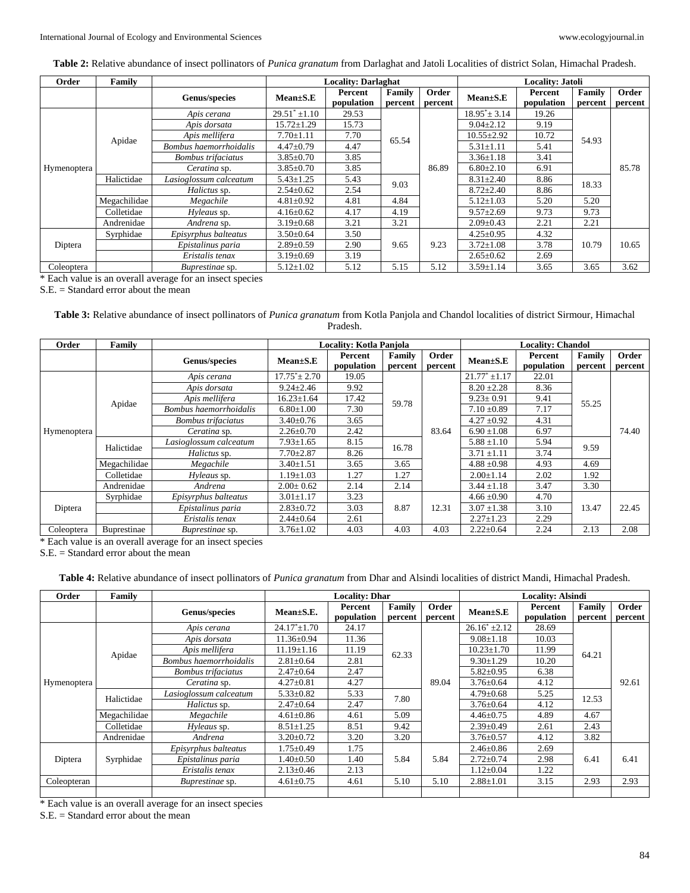**Table 2:** Relative abundance of insect pollinators of *Punica granatum* from Darlaghat and Jatoli Localities of district Solan, Himachal Pradesh.

| Order | Family | | Locality: Darlaghat | | | | Locality: Jatoli | | | |
|---|---|---|---|---|---|---|---|---|---|---|
| | | Genus/species | Mean±S.E | Percent population | Family percent | Order percent | Mean±S.E | Percent population | Family percent | Order percent |
| Hymenoptera | Apidae | *Apis cerana* | 29.51* ±1.10 | 29.53 | 65.54 | 86.89 | 18.95* ± 3.14 | 19.26 | 54.93 | 85.78 |
| | | *Apis dorsata* | 15.72±1.29 | 15.73 | | | 9.04±2.12 | 9.19 | | |
| | | *Apis mellifera* | 7.70±1.11 | 7.70 | | | 10.55±2.92 | 10.72 | | |
| | | *Bombus haemorrhoidalis* | 4.47±0.79 | 4.47 | | | 5.31±1.11 | 5.41 | | |
| | | *Bombus trifaciatus* | 3.85±0.70 | 3.85 | | | 3.36±1.18 | 3.41 | | |
| | | *Ceratina* sp. | 3.85±0.70 | 3.85 | | | 6.80±2.10 | 6.91 | | |
| | Halictidae | *Lasioglossum calceatum* | 5.43±1.25 | 5.43 | 9.03 | | 8.31±2.40 | 8.86 | 18.33 | |
| | | *Halictus* sp. | 2.54±0.62 | 2.54 | | | 8.72±2.40 | 8.86 | | |
| | Megachilidae | *Megachile* | 4.81±0.92 | 4.81 | 4.84 | | 5.12±1.03 | 5.20 | 5.20 | |
| | Colletidae | *Hyleaus* sp. | 4.16±0.62 | 4.17 | 4.19 | | 9.57±2.69 | 9.73 | 9.73 | |
| | Andrenidae | *Andrena* sp. | 3.19±0.68 | 3.21 | 3.21 | | 2.09±0.43 | 2.21 | 2.21 | |
| Diptera | Syrphidae | *Episyrphus balteatus* | 3.50±0.64 | 3.50 | 9.65 | 9.23 | 4.25±0.95 | 4.32 | 10.79 | 10.65 |
| | | *Epistalinus paria* | 2.89±0.59 | 2.90 | | | 3.72±1.08 | 3.78 | | |
| | | *Eristalis tenax* | 3.19±0.69 | 3.19 | | | 2.65±0.62 | 2.69 | | |
| Coleoptera | | *Buprestinae* sp. | 5.12±1.02 | 5.12 | 5.15 | 5.12 | 3.59±1.14 | 3.65 | 3.65 | 3.62 |

\* Each value is an overall average for an insect species

S.E. = Standard error about the mean

**Table 3:** Relative abundance of insect pollinators of *Punica granatum* from Kotla Panjola and Chandol localities of district Sirmour, Himachal Pradesh.

| Order | Family | | Locality: Kotla Panjola | | | | Locality: Chandol | | | |
|---|---|---|---|---|---|---|---|---|---|---|
| | | Genus/species | Mean±S.E | Percent population | Family percent | Order percent | Mean±S.E | Percent population | Family percent | Order percent |
| Hymenoptera | Apidae | *Apis cerana* | 17.75* ± 2.70 | 19.05 | 59.78 | 83.64 | 21.77* ±1.17 | 22.01 | 55.25 | 74.40 |
| | | *Apis dorsata* | 9.24±2.46 | 9.92 | | | 8.20 ±2.28 | 8.36 | | |
| | | *Apis mellifera* | 16.23±1.64 | 17.42 | | | 9.23± 0.91 | 9.41 | | |
| | | *Bombus haemorrhoidalis* | 6.80±1.00 | 7.30 | | | 7.10 ±0.89 | 7.17 | | |
| | | *Bombus trifaciatus* | 3.40±0.76 | 3.65 | | | 4.27 ±0.92 | 4.31 | | |
| | | *Ceratina* sp. | 2.26±0.70 | 2.42 | | | 6.90 ±1.08 | 6.97 | | |
| | Halictidae | *Lasioglossum calceatum* | 7.93±1.65 | 8.15 | 16.78 | | 5.88 ±1.10 | 5.94 | 9.59 | |
| | | *Halictus* sp. | 7.70±2.87 | 8.26 | | | 3.71 ±1.11 | 3.74 | | |
| | Megachilidae | *Megachile* | 3.40±1.51 | 3.65 | 3.65 | | 4.88 ±0.98 | 4.93 | 4.69 | |
| | Colletidae | *Hyleaus* sp. | 1.19±1.03 | 1.27 | 1.27 | | 2.00±1.14 | 2.02 | 1.92 | |
| | Andrenidae | *Andrena* | 2.00± 0.62 | 2.14 | 2.14 | | 3.44 ±1.18 | 3.47 | 3.30 | |
| Diptera | Syrphidae | *Episyrphus balteatus* | 3.01±1.17 | 3.23 | 8.87 | 12.31 | 4.66 ±0.90 | 4.70 | 13.47 | 22.45 |
| | | *Epistalinus paria* | 2.83±0.72 | 3.03 | | | 3.07 ±1.38 | 3.10 | | |
| | | *Eristalis tenax* | 2.44±0.64 | 2.61 | | | 2.27±1.23 | 2.29 | | |
| Coleoptera | Buprestinae | *Buprestinae* sp. | 3.76±1.02 | 4.03 | 4.03 | 4.03 | 2.22±0.64 | 2.24 | 2.13 | 2.08 |

\* Each value is an overall average for an insect species

S.E. = Standard error about the mean

**Table 4:** Relative abundance of insect pollinators of *Punica granatum* from Dhar and Alsindi localities of district Mandi, Himachal Pradesh.

| Order | Family | | Locality: Dhar | | | | Locality: Alsindi | | | |
|---|---|---|---|---|---|---|---|---|---|---|
| | | Genus/species | Mean±S.E. | Percent population | Family percent | Order percent | Mean±S.E | Percent population | Family percent | Order percent |
| Hymenoptera | Apidae | *Apis cerana* | 24.17*±1.70 | 24.17 | 62.33 | 89.04 | 26.16* ±2.12 | 28.69 | 64.21 | 92.61 |
| | | *Apis dorsata* | 11.36±0.94 | 11.36 | | | 9.08±1.18 | 10.03 | | |
| | | *Apis mellifera* | 11.19±1.16 | 11.19 | | | 10.23±1.70 | 11.99 | | |
| | | *Bombus haemorrhoidalis* | 2.81±0.64 | 2.81 | | | 9.30±1.29 | 10.20 | | |
| | | *Bombus trifaciatus* | 2.47±0.64 | 2.47 | | | 5.82±0.95 | 6.38 | | |
| | | *Ceratina* sp. | 4.27±0.81 | 4.27 | | | 3.76±0.64 | 4.12 | | |
| | Halictidae | *Lasioglossum calceatum* | 5.33±0.82 | 5.33 | 7.80 | | 4.79±0.68 | 5.25 | 12.53 | |
| | | *Halictus* sp. | 2.47±0.64 | 2.47 | | | 3.76±0.64 | 4.12 | | |
| | Megachilidae | *Megachile* | 4.61±0.86 | 4.61 | 5.09 | | 4.46±0.75 | 4.89 | 4.67 | |
| | Colletidae | *Hyleaus* sp. | 8.51±1.25 | 8.51 | 9.42 | | 2.39±0.49 | 2.61 | 2.43 | |
| | Andrenidae | *Andrena* | 3.20±0.72 | 3.20 | 3.20 | | 3.76±0.57 | 4.12 | 3.82 | |
| Diptera | Syrphidae | *Episyrphus balteatus* | 1.75±0.49 | 1.75 | 5.84 | 5.84 | 2.46±0.86 | 2.69 | 6.41 | 6.41 |
| | | *Epistalinus paria* | 1.40±0.50 | 1.40 | | | 2.72±0.74 | 2.98 | | |
| | | *Eristalis tenax* | 2.13±0.46 | 2.13 | | | 1.12±0.04 | 1.22 | | |
| Coleopteran | | *Buprestinae* sp. | 4.61±0.75 | 4.61 | 5.10 | 5.10 | 2.88±1.01 | 3.15 | 2.93 | 2.93 |

\* Each value is an overall average for an insect species

S.E. = Standard error about the mean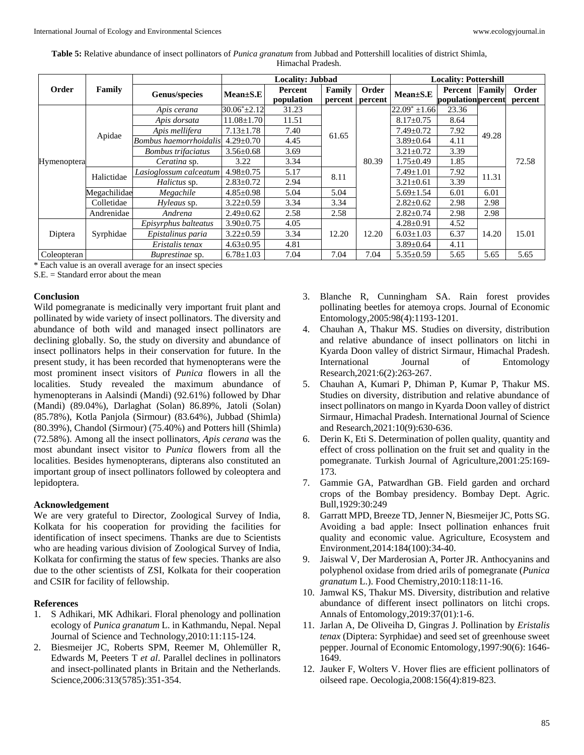**Table 5:** Relative abundance of insect pollinators of *Punica granatum* from Jubbad and Pottershill localities of district Shimla, Himachal Pradesh.

| Order | Family | Genus/species | Locality: Jubbad | | | | Locality: Pottershill | | | |
|---|---|---|---|---|---|---|---|---|---|---|
| | | | Mean±S.E | Percent population | Family percent | Order percent | Mean±S.E | Percent population | Family percent | Order percent |
| Hymenoptera | Apidae | *Apis cerana* | 30.06*±2.12 | 31.23 | 61.65 | 80.39 | 22.09* ±1.66 | 23.36 | 49.28 | 72.58 |
| | | *Apis dorsata* | 11.08±1.70 | 11.51 | | | 8.17±0.75 | 8.64 | | |
| | | *Apis mellifera* | 7.13±1.78 | 7.40 | | | 7.49±0.72 | 7.92 | | |
| | | *Bombus haemorrhoidalis* | 4.29±0.70 | 4.45 | | | 3.89±0.64 | 4.11 | | |
| | | *Bombus trifaciatus* | 3.56±0.68 | 3.69 | | | 3.21±0.72 | 3.39 | | |
| | | *Ceratina* sp. | 3.22 | 3.34 | | | 1.75±0.49 | 1.85 | | |
| | Halictidae | *Lasioglossum calceatum* | 4.98±0.75 | 5.17 | 8.11 | | 7.49±1.01 | 7.92 | 11.31 | |
| | | *Halictus* sp. | 2.83±0.72 | 2.94 | | | 3.21±0.61 | 3.39 | | |
| | Megachilidae | *Megachile* | 4.85±0.98 | 5.04 | 5.04 | | 5.69±1.54 | 6.01 | 6.01 | |
| | Colletidae | *Hyleaus* sp. | 3.22±0.59 | 3.34 | 3.34 | | 2.82±0.62 | 2.98 | 2.98 | |
| | Andrenidae | *Andrena* | 2.49±0.62 | 2.58 | 2.58 | | 2.82±0.74 | 2.98 | 2.98 | |
| Diptera | Syrphidae | *Episyrphus balteatus* | 3.90±0.75 | 4.05 | 12.20 | 12.20 | 4.28±0.91 | 4.52 | 14.20 | 15.01 |
| | | *Epistalinus paria* | 3.22±0.59 | 3.34 | | | 6.03±1.03 | 6.37 | | |
| | | *Eristalis tenax* | 4.63±0.95 | 4.81 | | | 3.89±0.64 | 4.11 | | |
| Coleopteran | | *Buprestinae* sp. | 6.78±1.03 | 7.04 | 7.04 | 7.04 | 5.35±0.59 | 5.65 | 5.65 | 5.65 |

\* Each value is an overall average for an insect species

S.E. = Standard error about the mean

## Conclusion

Wild pomegranate is medicinally very important fruit plant and pollinated by wide variety of insect pollinators. The diversity and abundance of both wild and managed insect pollinators are declining globally. So, the study on diversity and abundance of insect pollinators helps in their conservation for future. In the present study, it has been recorded that hymenopterans were the most prominent insect visitors of *Punica* flowers in all the localities. Study revealed the maximum abundance of hymenopterans in Aalsindi (Mandi) (92.61%) followed by Dhar (Mandi) (89.04%), Darlaghat (Solan) 86.89%, Jatoli (Solan) (85.78%), Kotla Panjola (Sirmour) (83.64%), Jubbad (Shimla) (80.39%), Chandol (Sirmour) (75.40%) and Potters hill (Shimla) (72.58%). Among all the insect pollinators, *Apis cerana* was the most abundant insect visitor to *Punica* flowers from all the localities. Besides hymenopterans, dipterans also constituted an important group of insect pollinators followed by coleoptera and lepidoptera.

## Acknowledgement

We are very grateful to Director, Zoological Survey of India, Kolkata for his cooperation for providing the facilities for identification of insect specimens. Thanks are due to Scientists who are heading various division of Zoological Survey of India, Kolkata for confirming the status of few species. Thanks are also due to the other scientists of ZSI, Kolkata for their cooperation and CSIR for facility of fellowship.

## References

1. S Adhikari, MK Adhikari. Floral phenology and pollination ecology of *Punica granatum* L. in Kathmandu, Nepal. Nepal Journal of Science and Technology,2010:11:115-124.
2. Biesmeijer JC, Roberts SPM, Reemer M, Ohlemüller R, Edwards M, Peeters T *et al*. Parallel declines in pollinators and insect-pollinated plants in Britain and the Netherlands. Science,2006:313(5785):351-354.
3. Blanche R, Cunningham SA. Rain forest provides pollinating beetles for atemoya crops. Journal of Economic Entomology,2005:98(4):1193-1201.
4. Chauhan A, Thakur MS. Studies on diversity, distribution and relative abundance of insect pollinators on litchi in Kyarda Doon valley of district Sirmaur, Himachal Pradesh. International Journal of Entomology Research,2021:6(2):263-267.
5. Chauhan A, Kumari P, Dhiman P, Kumar P, Thakur MS. Studies on diversity, distribution and relative abundance of insect pollinators on mango in Kyarda Doon valley of district Sirmaur, Himachal Pradesh. International Journal of Science and Research,2021:10(9):630-636.
6. Derin K, Eti S. Determination of pollen quality, quantity and effect of cross pollination on the fruit set and quality in the pomegranate. Turkish Journal of Agriculture,2001:25:169-173.
7. Gammie GA, Patwardhan GB. Field garden and orchard crops of the Bombay presidency. Bombay Dept. Agric. Bull,1929:30:249
8. Garratt MPD, Breeze TD, Jenner N, Biesmeijer JC, Potts SG. Avoiding a bad apple: Insect pollination enhances fruit quality and economic value. Agriculture, Ecosystem and Environment,2014:184(100):34-40.
9. Jaiswal V, Der Marderosian A, Porter JR. Anthocyanins and polyphenol oxidase from dried arils of pomegranate (*Punica granatum* L.). Food Chemistry,2010:118:11-16.
10. Jamwal KS, Thakur MS. Diversity, distribution and relative abundance of different insect pollinators on litchi crops. Annals of Entomology,2019:37(01):1-6.
11. Jarlan A, De Oliveiha D, Gingras J. Pollination by *Eristalis tenax* (Diptera: Syrphidae) and seed set of greenhouse sweet pepper. Journal of Economic Entomology,1997:90(6): 1646-1649.
12. Jauker F, Wolters V. Hover flies are efficient pollinators of oilseed rape. Oecologia,2008:156(4):819-823.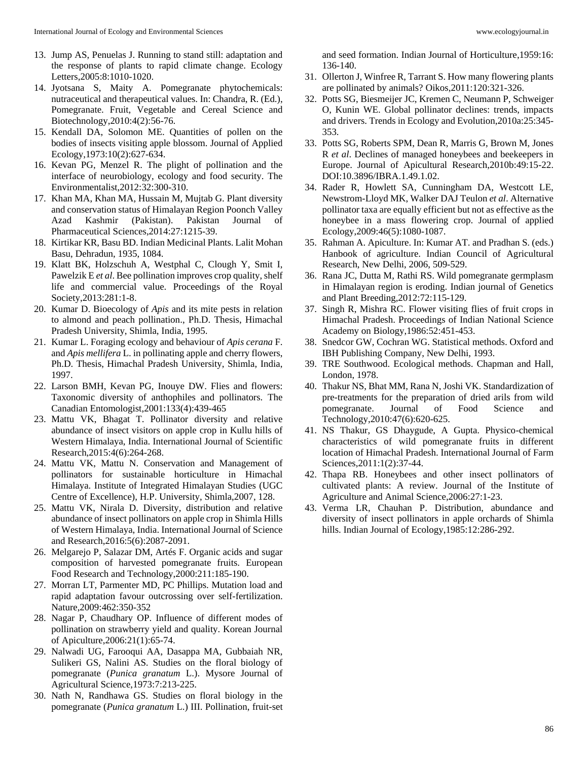13. Jump AS, Penuelas J. Running to stand still: adaptation and the response of plants to rapid climate change. Ecology Letters,2005:8:1010-1020.
14. Jyotsana S, Maity A. Pomegranate phytochemicals: nutraceutical and therapeutical values. In: Chandra, R. (Ed.), Pomegranate. Fruit, Vegetable and Cereal Science and Biotechnology,2010:4(2):56-76.
15. Kendall DA, Solomon ME. Quantities of pollen on the bodies of insects visiting apple blossom. Journal of Applied Ecology,1973:10(2):627-634.
16. Kevan PG, Menzel R. The plight of pollination and the interface of neurobiology, ecology and food security. The Environmentalist,2012:32:300-310.
17. Khan MA, Khan MA, Hussain M, Mujtab G. Plant diversity and conservation status of Himalayan Region Poonch Valley Azad Kashmir (Pakistan). Pakistan Journal of Pharmaceutical Sciences,2014:27:1215-39.
18. Kirtikar KR, Basu BD. Indian Medicinal Plants. Lalit Mohan Basu, Dehradun, 1935, 1084.
19. Klatt BK, Holzschuh A, Westphal C, Clough Y, Smit I, Pawelzik E *et al*. Bee pollination improves crop quality, shelf life and commercial value. Proceedings of the Royal Society,2013:281:1-8.
20. Kumar D. Bioecology of *Apis* and its mite pests in relation to almond and peach pollination., Ph.D. Thesis, Himachal Pradesh University, Shimla, India, 1995.
21. Kumar L. Foraging ecology and behaviour of *Apis cerana* F. and *Apis mellifera* L. in pollinating apple and cherry flowers, Ph.D. Thesis, Himachal Pradesh University, Shimla, India, 1997.
22. Larson BMH, Kevan PG, Inouye DW. Flies and flowers: Taxonomic diversity of anthophiles and pollinators. The Canadian Entomologist,2001:133(4):439-465
23. Mattu VK, Bhagat T. Pollinator diversity and relative abundance of insect visitors on apple crop in Kullu hills of Western Himalaya, India. International Journal of Scientific Research,2015:4(6):264-268.
24. Mattu VK, Mattu N. Conservation and Management of pollinators for sustainable horticulture in Himachal Himalaya. Institute of Integrated Himalayan Studies (UGC Centre of Excellence), H.P. University, Shimla,2007, 128.
25. Mattu VK, Nirala D. Diversity, distribution and relative abundance of insect pollinators on apple crop in Shimla Hills of Western Himalaya, India. International Journal of Science and Research,2016:5(6):2087-2091.
26. Melgarejo P, Salazar DM, Artés F. Organic acids and sugar composition of harvested pomegranate fruits. European Food Research and Technology,2000:211:185-190.
27. Morran LT, Parmenter MD, PC Phillips. Mutation load and rapid adaptation favour outcrossing over self-fertilization. Nature,2009:462:350-352
28. Nagar P, Chaudhary OP. Influence of different modes of pollination on strawberry yield and quality. Korean Journal of Apiculture,2006:21(1):65-74.
29. Nalwadi UG, Farooqui AA, Dasappa MA, Gubbaiah NR, Sulikeri GS, Nalini AS. Studies on the floral biology of pomegranate (*Punica granatum* L.). Mysore Journal of Agricultural Science,1973:7:213-225.
30. Nath N, Randhawa GS. Studies on floral biology in the pomegranate (*Punica granatum* L.) III. Pollination, fruit-set and seed formation. Indian Journal of Horticulture,1959:16: 136-140.
31. Ollerton J, Winfree R, Tarrant S. How many flowering plants are pollinated by animals? Oikos,2011:120:321-326.
32. Potts SG, Biesmeijer JC, Kremen C, Neumann P, Schweiger O, Kunin WE. Global pollinator declines: trends, impacts and drivers. Trends in Ecology and Evolution,2010a:25:345-353.
33. Potts SG, Roberts SPM, Dean R, Marris G, Brown M, Jones R *et al*. Declines of managed honeybees and beekeepers in Europe. Journal of Apicultural Research,2010b:49:15-22. DOI:10.3896/IBRA.1.49.1.02.
34. Rader R, Howlett SA, Cunningham DA, Westcott LE, Newstrom-Lloyd MK, Walker DAJ Teulon *et al*. Alternative pollinator taxa are equally efficient but not as effective as the honeybee in a mass flowering crop. Journal of applied Ecology,2009:46(5):1080-1087.
35. Rahman A. Apiculture. In: Kumar AT. and Pradhan S. (eds.) Hanbook of agriculture. Indian Council of Agricultural Research, New Delhi, 2006, 509-529.
36. Rana JC, Dutta M, Rathi RS. Wild pomegranate germplasm in Himalayan region is eroding. Indian journal of Genetics and Plant Breeding,2012:72:115-129.
37. Singh R, Mishra RC. Flower visiting flies of fruit crops in Himachal Pradesh. Proceedings of Indian National Science Academy on Biology,1986:52:451-453.
38. Snedcor GW, Cochran WG. Statistical methods. Oxford and IBH Publishing Company, New Delhi, 1993.
39. TRE Southwood. Ecological methods. Chapman and Hall, London, 1978.
40. Thakur NS, Bhat MM, Rana N, Joshi VK. Standardization of pre-treatments for the preparation of dried arils from wild pomegranate. Journal of Food Science and Technology,2010:47(6):620-625.
41. NS Thakur, GS Dhaygude, A Gupta. Physico-chemical characteristics of wild pomegranate fruits in different location of Himachal Pradesh. International Journal of Farm Sciences,2011:1(2):37-44.
42. Thapa RB. Honeybees and other insect pollinators of cultivated plants: A review. Journal of the Institute of Agriculture and Animal Science,2006:27:1-23.
43. Verma LR, Chauhan P. Distribution, abundance and diversity of insect pollinators in apple orchards of Shimla hills. Indian Journal of Ecology,1985:12:286-292.